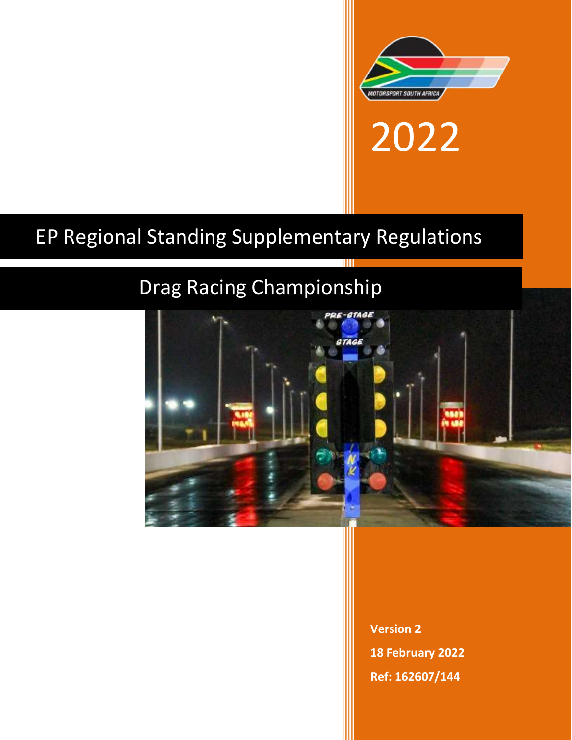2022

# EP Regional Standing Supplementary Regulations

## Drag Racing Championship

**Version 2**

**18 February 2022**

**Ref: 162607/144**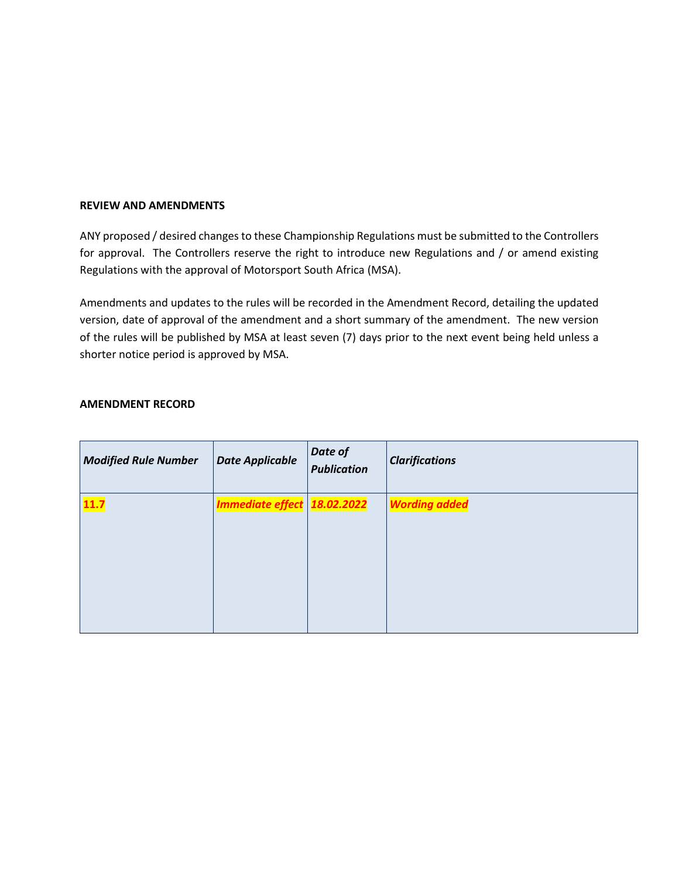**REVIEW AND AMENDMENTS**

ANY proposed / desired changes to these Championship Regulations must be submitted to the Controllers for approval. The Controllers reserve the right to introduce new Regulations and / or amend existing Regulations with the approval of Motorsport South Africa (MSA).

Amendments and updates to the rules will be recorded in the Amendment Record, detailing the updated version, date of approval of the amendment and a short summary of the amendment. The new version of the rules will be published by MSA at least seven (7) days prior to the next event being held unless a shorter notice period is approved by MSA.

**AMENDMENT RECORD**

| ***Modified Rule Number*** | ***Date Applicable*** | ***Date of Publication*** | ***Clarifications*** |
|---|---|---|---|
| **11.7** | ***Immediate effect*** | ***18.02.2022*** | ***Wording added*** |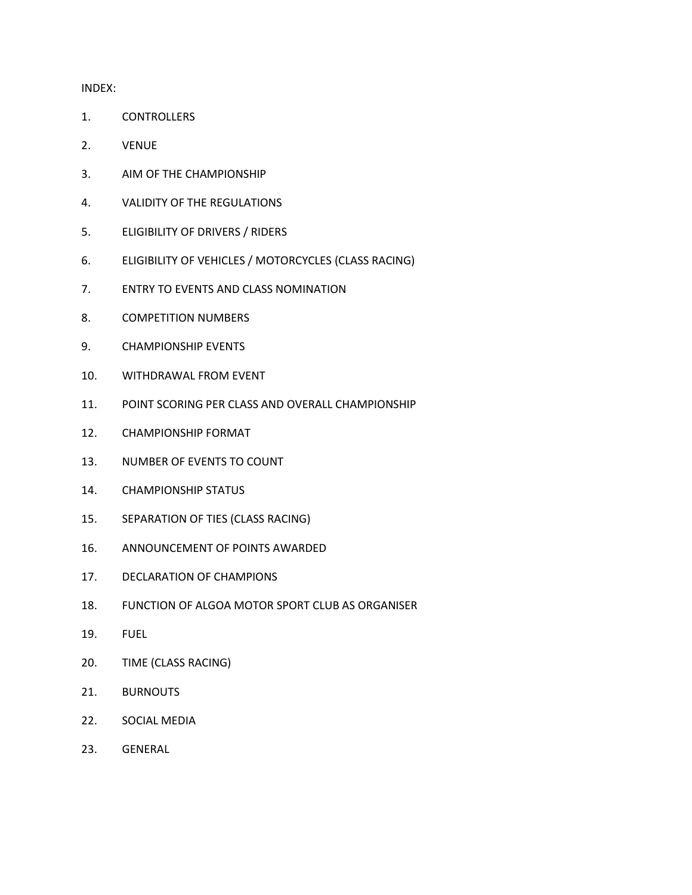INDEX:

1. CONTROLLERS
2. VENUE
3. AIM OF THE CHAMPIONSHIP
4. VALIDITY OF THE REGULATIONS
5. ELIGIBILITY OF DRIVERS / RIDERS
6. ELIGIBILITY OF VEHICLES / MOTORCYCLES (CLASS RACING)
7. ENTRY TO EVENTS AND CLASS NOMINATION
8. COMPETITION NUMBERS
9. CHAMPIONSHIP EVENTS
10. WITHDRAWAL FROM EVENT
11. POINT SCORING PER CLASS AND OVERALL CHAMPIONSHIP
12. CHAMPIONSHIP FORMAT
13. NUMBER OF EVENTS TO COUNT
14. CHAMPIONSHIP STATUS
15. SEPARATION OF TIES (CLASS RACING)
16. ANNOUNCEMENT OF POINTS AWARDED
17. DECLARATION OF CHAMPIONS
18. FUNCTION OF ALGOA MOTOR SPORT CLUB AS ORGANISER
19. FUEL
20. TIME (CLASS RACING)
21. BURNOUTS
22. SOCIAL MEDIA
23. GENERAL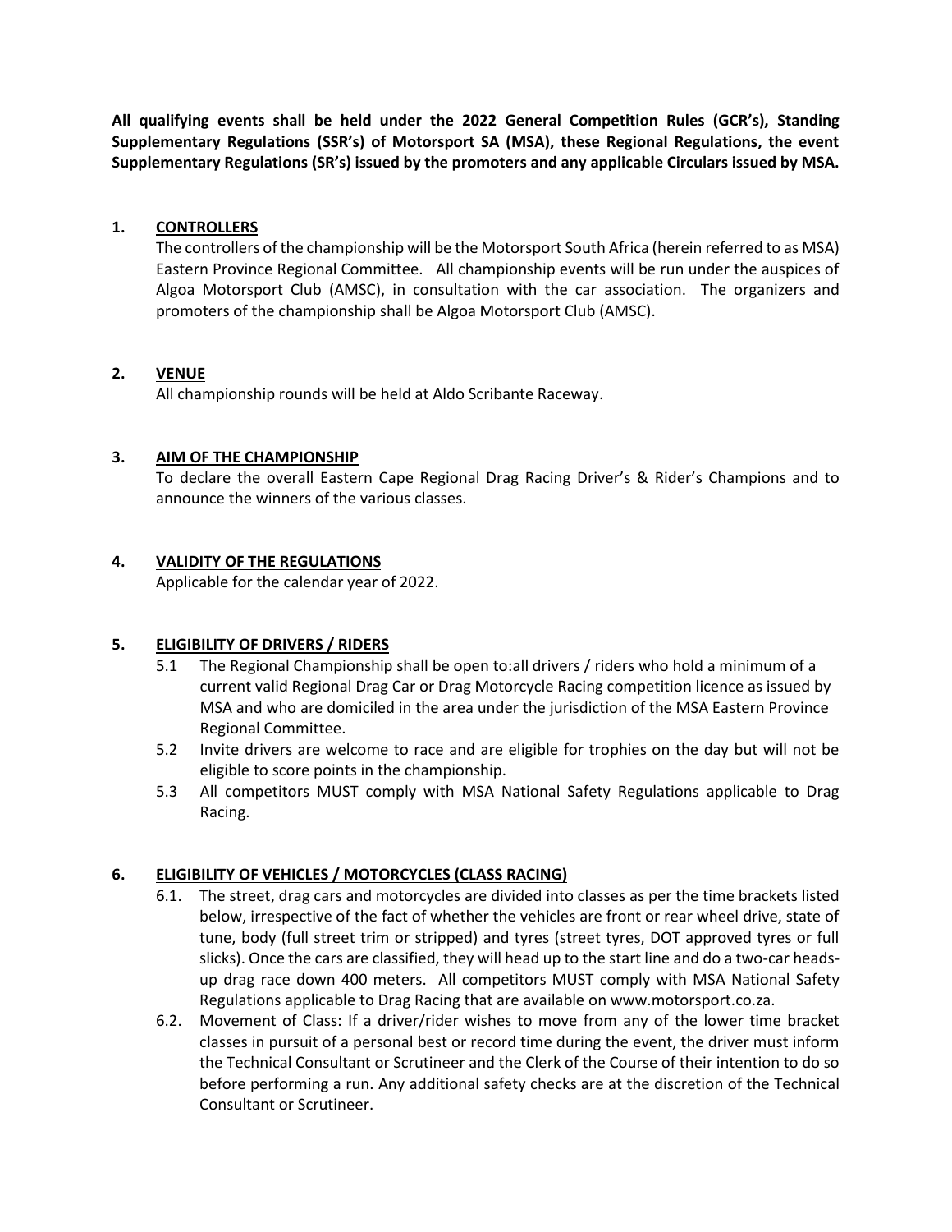**All qualifying events shall be held under the 2022 General Competition Rules (GCR's), Standing Supplementary Regulations (SSR's) of Motorsport SA (MSA), these Regional Regulations, the event Supplementary Regulations (SR's) issued by the promoters and any applicable Circulars issued by MSA.**

## 1. CONTROLLERS

The controllers of the championship will be the Motorsport South Africa (herein referred to as MSA) Eastern Province Regional Committee. All championship events will be run under the auspices of Algoa Motorsport Club (AMSC), in consultation with the car association. The organizers and promoters of the championship shall be Algoa Motorsport Club (AMSC).

## 2. VENUE

All championship rounds will be held at Aldo Scribante Raceway.

## 3. AIM OF THE CHAMPIONSHIP

To declare the overall Eastern Cape Regional Drag Racing Driver's & Rider's Champions and to announce the winners of the various classes.

## 4. VALIDITY OF THE REGULATIONS

Applicable for the calendar year of 2022.

## 5. ELIGIBILITY OF DRIVERS / RIDERS

5.1 The Regional Championship shall be open to:all drivers / riders who hold a minimum of a current valid Regional Drag Car or Drag Motorcycle Racing competition licence as issued by MSA and who are domiciled in the area under the jurisdiction of the MSA Eastern Province Regional Committee.

5.2 Invite drivers are welcome to race and are eligible for trophies on the day but will not be eligible to score points in the championship.

5.3 All competitors MUST comply with MSA National Safety Regulations applicable to Drag Racing.

## 6. ELIGIBILITY OF VEHICLES / MOTORCYCLES (CLASS RACING)

6.1. The street, drag cars and motorcycles are divided into classes as per the time brackets listed below, irrespective of the fact of whether the vehicles are front or rear wheel drive, state of tune, body (full street trim or stripped) and tyres (street tyres, DOT approved tyres or full slicks). Once the cars are classified, they will head up to the start line and do a two-car heads-up drag race down 400 meters. All competitors MUST comply with MSA National Safety Regulations applicable to Drag Racing that are available on www.motorsport.co.za.

6.2. Movement of Class: If a driver/rider wishes to move from any of the lower time bracket classes in pursuit of a personal best or record time during the event, the driver must inform the Technical Consultant or Scrutineer and the Clerk of the Course of their intention to do so before performing a run. Any additional safety checks are at the discretion of the Technical Consultant or Scrutineer.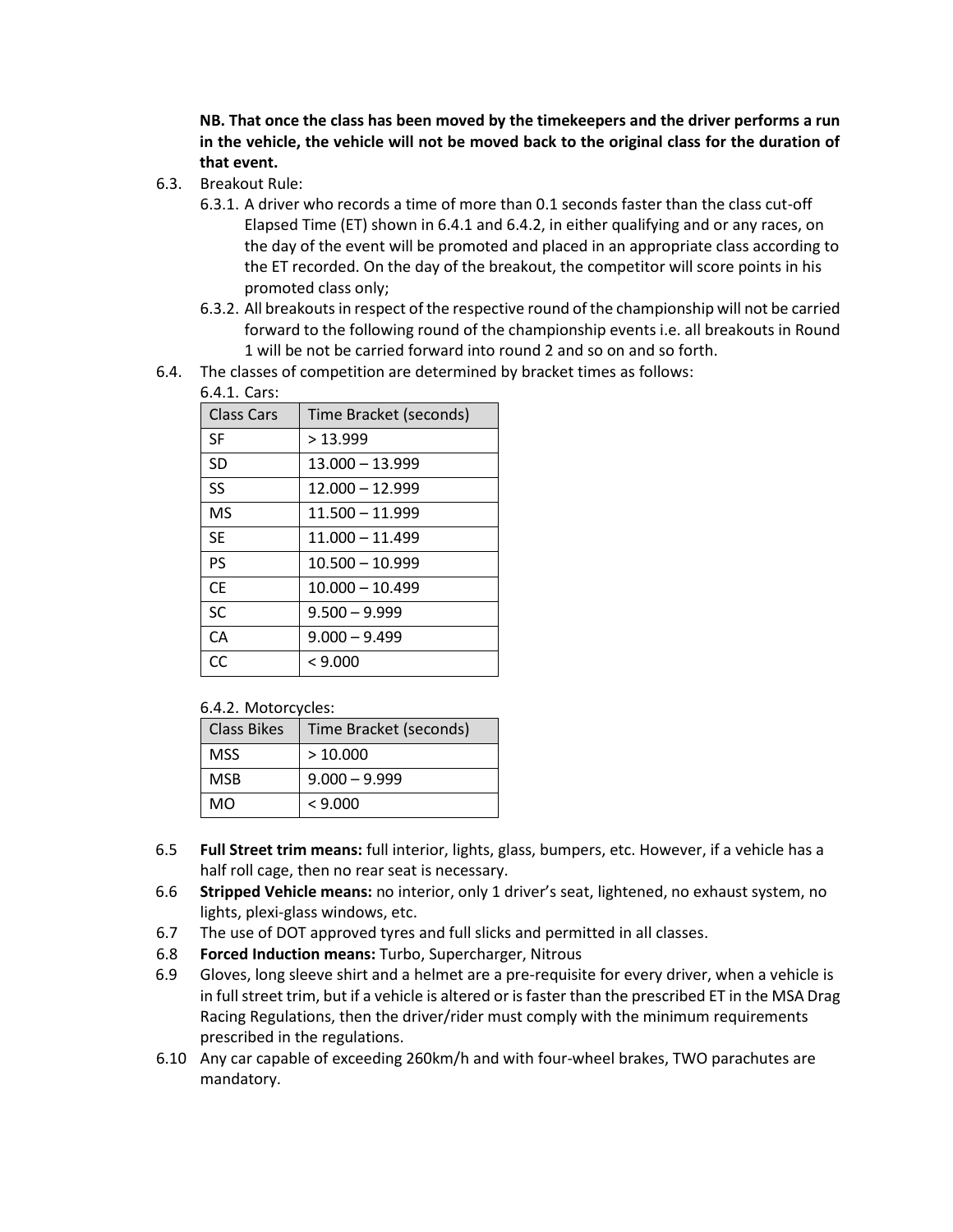**NB. That once the class has been moved by the timekeepers and the driver performs a run in the vehicle, the vehicle will not be moved back to the original class for the duration of that event.**

6.3. Breakout Rule:

6.3.1. A driver who records a time of more than 0.1 seconds faster than the class cut-off Elapsed Time (ET) shown in 6.4.1 and 6.4.2, in either qualifying and or any races, on the day of the event will be promoted and placed in an appropriate class according to the ET recorded. On the day of the breakout, the competitor will score points in his promoted class only;

6.3.2. All breakouts in respect of the respective round of the championship will not be carried forward to the following round of the championship events i.e. all breakouts in Round 1 will be not be carried forward into round 2 and so on and so forth.

6.4. The classes of competition are determined by bracket times as follows:

6.4.1. Cars:

| Class Cars | Time Bracket (seconds) |
|---|---|
| SF | > 13.999 |
| SD | 13.000 – 13.999 |
| SS | 12.000 – 12.999 |
| MS | 11.500 – 11.999 |
| SE | 11.000 – 11.499 |
| PS | 10.500 – 10.999 |
| CE | 10.000 – 10.499 |
| SC | 9.500 – 9.999 |
| CA | 9.000 – 9.499 |
| CC | < 9.000 |

6.4.2. Motorcycles:

| Class Bikes | Time Bracket (seconds) |
|---|---|
| MSS | > 10.000 |
| MSB | 9.000 – 9.999 |
| MO | < 9.000 |

6.5 **Full Street trim means:** full interior, lights, glass, bumpers, etc. However, if a vehicle has a half roll cage, then no rear seat is necessary.

6.6 **Stripped Vehicle means:** no interior, only 1 driver's seat, lightened, no exhaust system, no lights, plexi-glass windows, etc.

6.7 The use of DOT approved tyres and full slicks and permitted in all classes.

6.8 **Forced Induction means:** Turbo, Supercharger, Nitrous

6.9 Gloves, long sleeve shirt and a helmet are a pre-requisite for every driver, when a vehicle is in full street trim, but if a vehicle is altered or is faster than the prescribed ET in the MSA Drag Racing Regulations, then the driver/rider must comply with the minimum requirements prescribed in the regulations.

6.10 Any car capable of exceeding 260km/h and with four-wheel brakes, TWO parachutes are mandatory.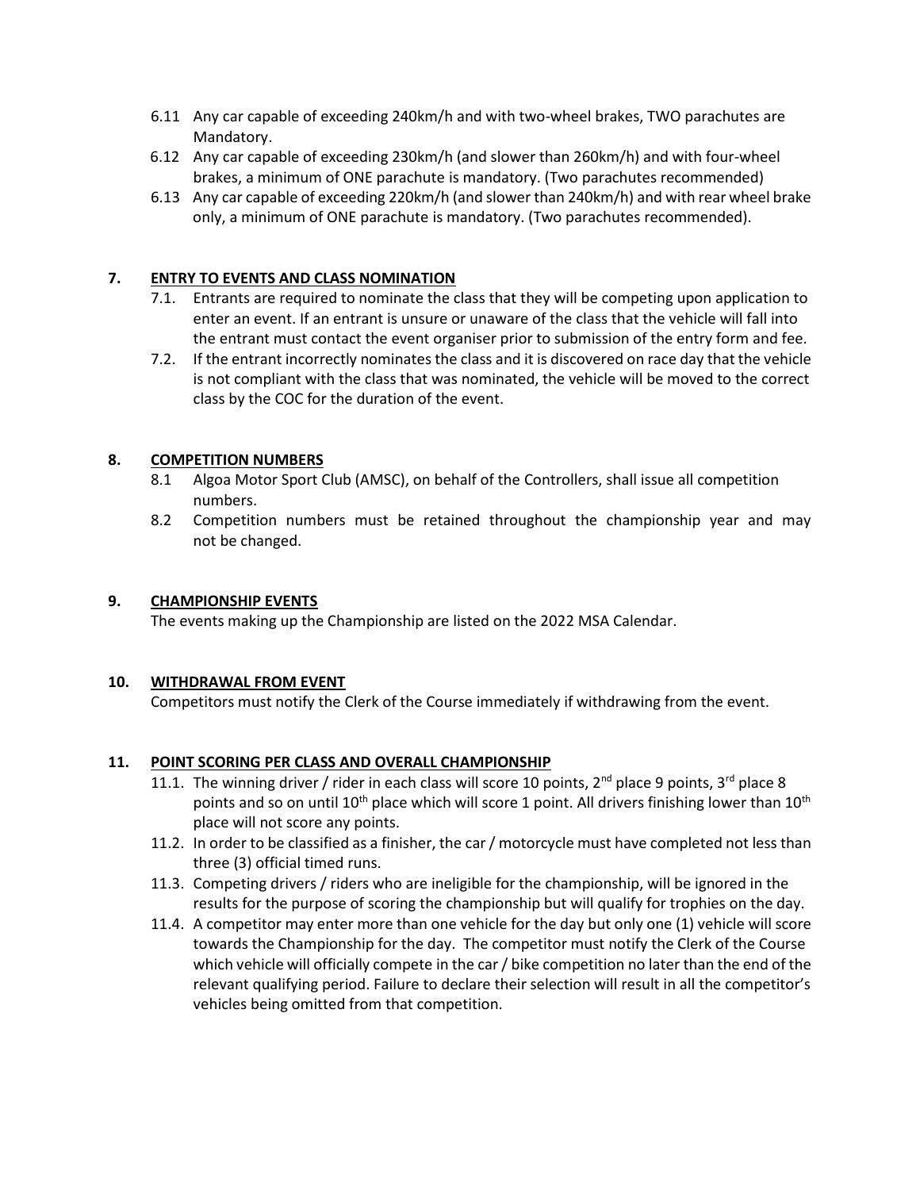6.11 Any car capable of exceeding 240km/h and with two-wheel brakes, TWO parachutes are Mandatory.

6.12 Any car capable of exceeding 230km/h (and slower than 260km/h) and with four-wheel brakes, a minimum of ONE parachute is mandatory. (Two parachutes recommended)

6.13 Any car capable of exceeding 220km/h (and slower than 240km/h) and with rear wheel brake only, a minimum of ONE parachute is mandatory. (Two parachutes recommended).

## 7. ENTRY TO EVENTS AND CLASS NOMINATION

7.1. Entrants are required to nominate the class that they will be competing upon application to enter an event. If an entrant is unsure or unaware of the class that the vehicle will fall into the entrant must contact the event organiser prior to submission of the entry form and fee.

7.2. If the entrant incorrectly nominates the class and it is discovered on race day that the vehicle is not compliant with the class that was nominated, the vehicle will be moved to the correct class by the COC for the duration of the event.

## 8. COMPETITION NUMBERS

8.1 Algoa Motor Sport Club (AMSC), on behalf of the Controllers, shall issue all competition numbers.

8.2 Competition numbers must be retained throughout the championship year and may not be changed.

## 9. CHAMPIONSHIP EVENTS

The events making up the Championship are listed on the 2022 MSA Calendar.

## 10. WITHDRAWAL FROM EVENT

Competitors must notify the Clerk of the Course immediately if withdrawing from the event.

## 11. POINT SCORING PER CLASS AND OVERALL CHAMPIONSHIP

11.1. The winning driver / rider in each class will score 10 points, 2nd place 9 points, 3rd place 8 points and so on until 10th place which will score 1 point. All drivers finishing lower than 10th place will not score any points.

11.2. In order to be classified as a finisher, the car / motorcycle must have completed not less than three (3) official timed runs.

11.3. Competing drivers / riders who are ineligible for the championship, will be ignored in the results for the purpose of scoring the championship but will qualify for trophies on the day.

11.4. A competitor may enter more than one vehicle for the day but only one (1) vehicle will score towards the Championship for the day. The competitor must notify the Clerk of the Course which vehicle will officially compete in the car / bike competition no later than the end of the relevant qualifying period. Failure to declare their selection will result in all the competitor's vehicles being omitted from that competition.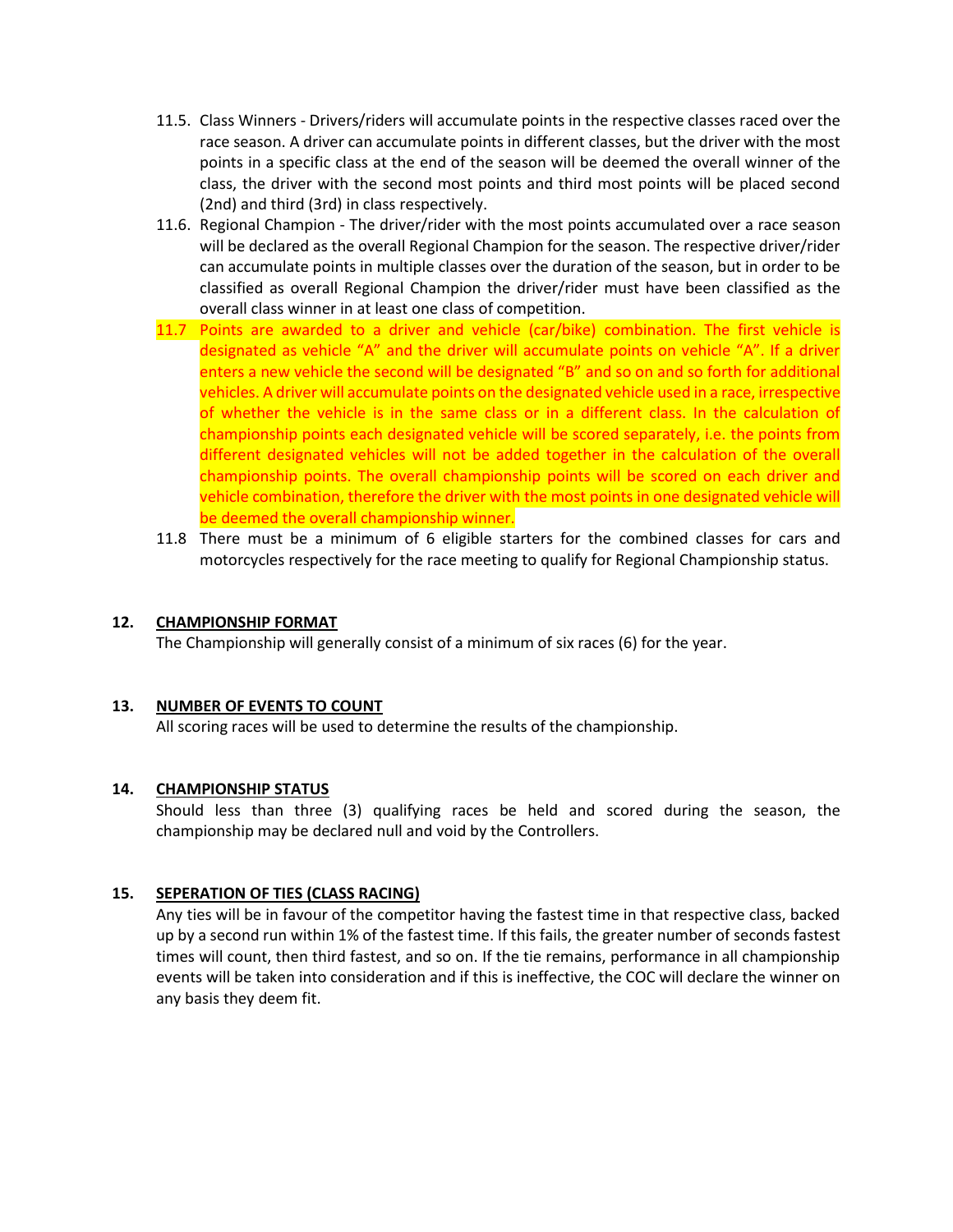11.5. Class Winners - Drivers/riders will accumulate points in the respective classes raced over the race season. A driver can accumulate points in different classes, but the driver with the most points in a specific class at the end of the season will be deemed the overall winner of the class, the driver with the second most points and third most points will be placed second (2nd) and third (3rd) in class respectively.

11.6. Regional Champion - The driver/rider with the most points accumulated over a race season will be declared as the overall Regional Champion for the season. The respective driver/rider can accumulate points in multiple classes over the duration of the season, but in order to be classified as overall Regional Champion the driver/rider must have been classified as the overall class winner in at least one class of competition.

11.7 Points are awarded to a driver and vehicle (car/bike) combination. The first vehicle is designated as vehicle "A" and the driver will accumulate points on vehicle "A". If a driver enters a new vehicle the second will be designated "B" and so on and so forth for additional vehicles. A driver will accumulate points on the designated vehicle used in a race, irrespective of whether the vehicle is in the same class or in a different class. In the calculation of championship points each designated vehicle will be scored separately, i.e. the points from different designated vehicles will not be added together in the calculation of the overall championship points. The overall championship points will be scored on each driver and vehicle combination, therefore the driver with the most points in one designated vehicle will be deemed the overall championship winner.

11.8 There must be a minimum of 6 eligible starters for the combined classes for cars and motorcycles respectively for the race meeting to qualify for Regional Championship status.

## 12. CHAMPIONSHIP FORMAT

The Championship will generally consist of a minimum of six races (6) for the year.

## 13. NUMBER OF EVENTS TO COUNT

All scoring races will be used to determine the results of the championship.

## 14. CHAMPIONSHIP STATUS

Should less than three (3) qualifying races be held and scored during the season, the championship may be declared null and void by the Controllers.

## 15. SEPERATION OF TIES (CLASS RACING)

Any ties will be in favour of the competitor having the fastest time in that respective class, backed up by a second run within 1% of the fastest time. If this fails, the greater number of seconds fastest times will count, then third fastest, and so on. If the tie remains, performance in all championship events will be taken into consideration and if this is ineffective, the COC will declare the winner on any basis they deem fit.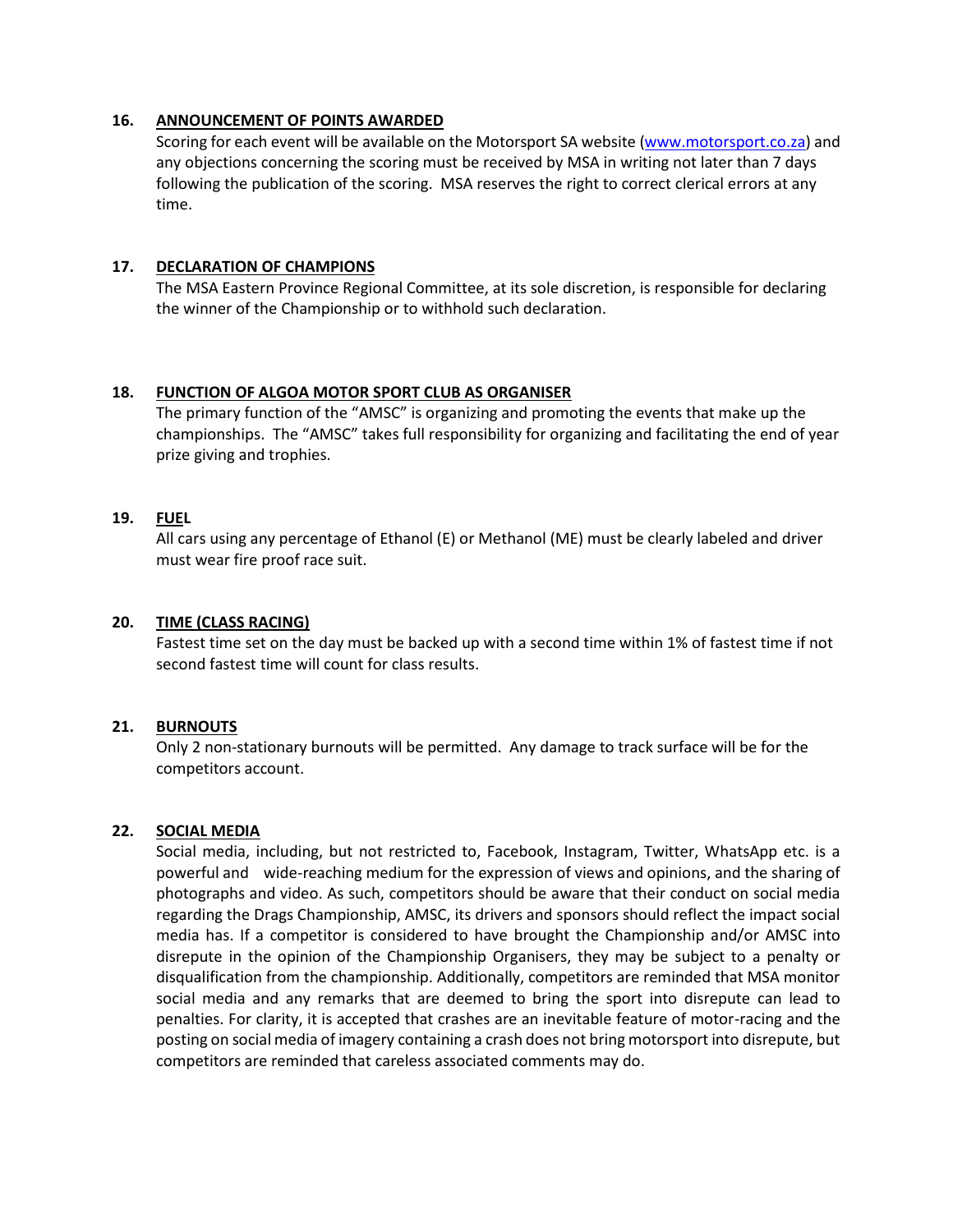## 16. ANNOUNCEMENT OF POINTS AWARDED

Scoring for each event will be available on the Motorsport SA website (www.motorsport.co.za) and any objections concerning the scoring must be received by MSA in writing not later than 7 days following the publication of the scoring. MSA reserves the right to correct clerical errors at any time.

## 17. DECLARATION OF CHAMPIONS

The MSA Eastern Province Regional Committee, at its sole discretion, is responsible for declaring the winner of the Championship or to withhold such declaration.

## 18. FUNCTION OF ALGOA MOTOR SPORT CLUB AS ORGANISER

The primary function of the "AMSC" is organizing and promoting the events that make up the championships. The "AMSC" takes full responsibility for organizing and facilitating the end of year prize giving and trophies.

## 19. FUEL

All cars using any percentage of Ethanol (E) or Methanol (ME) must be clearly labeled and driver must wear fire proof race suit.

## 20. TIME (CLASS RACING)

Fastest time set on the day must be backed up with a second time within 1% of fastest time if not second fastest time will count for class results.

## 21. BURNOUTS

Only 2 non-stationary burnouts will be permitted. Any damage to track surface will be for the competitors account.

## 22. SOCIAL MEDIA

Social media, including, but not restricted to, Facebook, Instagram, Twitter, WhatsApp etc. is a powerful and wide-reaching medium for the expression of views and opinions, and the sharing of photographs and video. As such, competitors should be aware that their conduct on social media regarding the Drags Championship, AMSC, its drivers and sponsors should reflect the impact social media has. If a competitor is considered to have brought the Championship and/or AMSC into disrepute in the opinion of the Championship Organisers, they may be subject to a penalty or disqualification from the championship. Additionally, competitors are reminded that MSA monitor social media and any remarks that are deemed to bring the sport into disrepute can lead to penalties. For clarity, it is accepted that crashes are an inevitable feature of motor-racing and the posting on social media of imagery containing a crash does not bring motorsport into disrepute, but competitors are reminded that careless associated comments may do.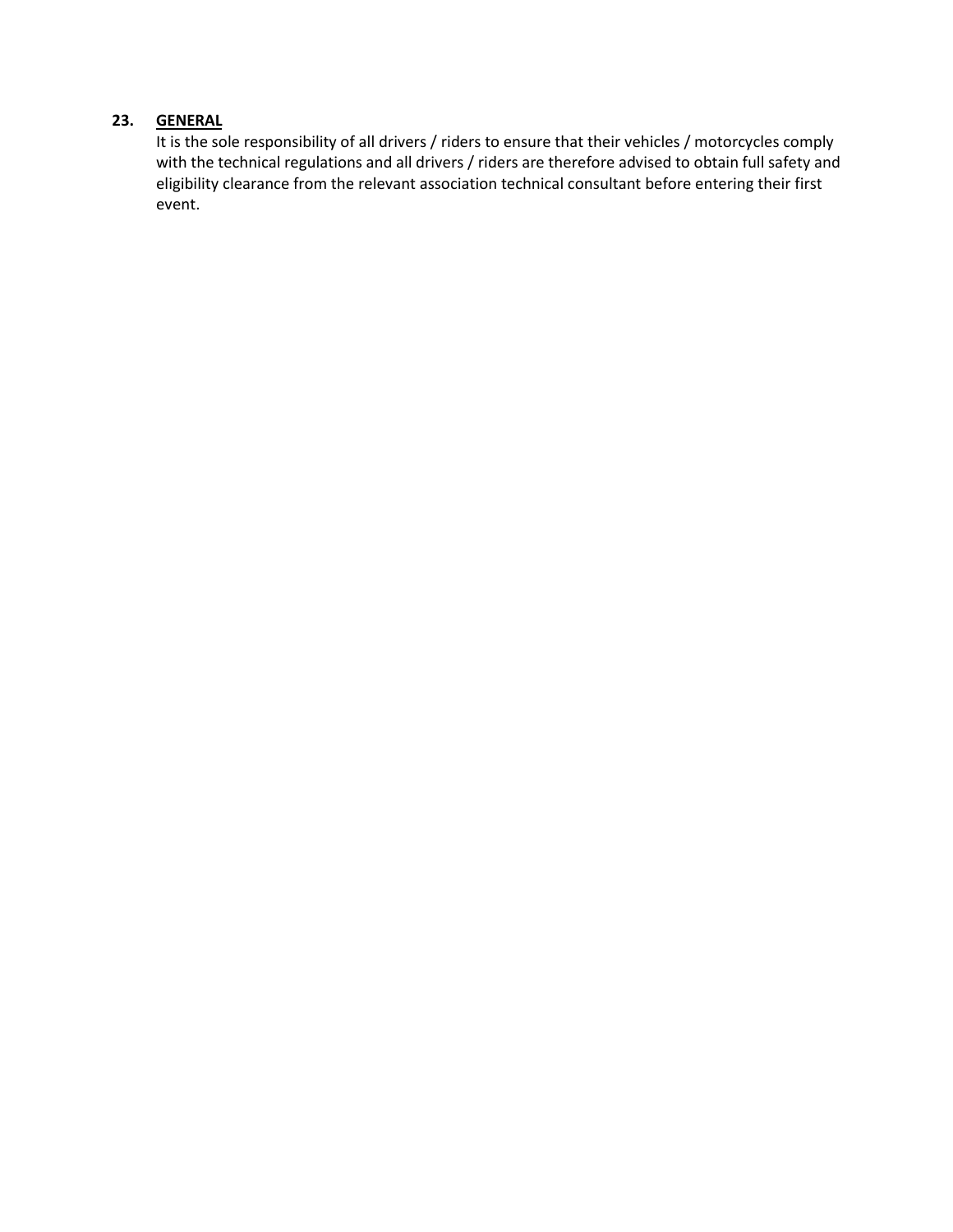**23. GENERAL**

It is the sole responsibility of all drivers / riders to ensure that their vehicles / motorcycles comply with the technical regulations and all drivers / riders are therefore advised to obtain full safety and eligibility clearance from the relevant association technical consultant before entering their first event.